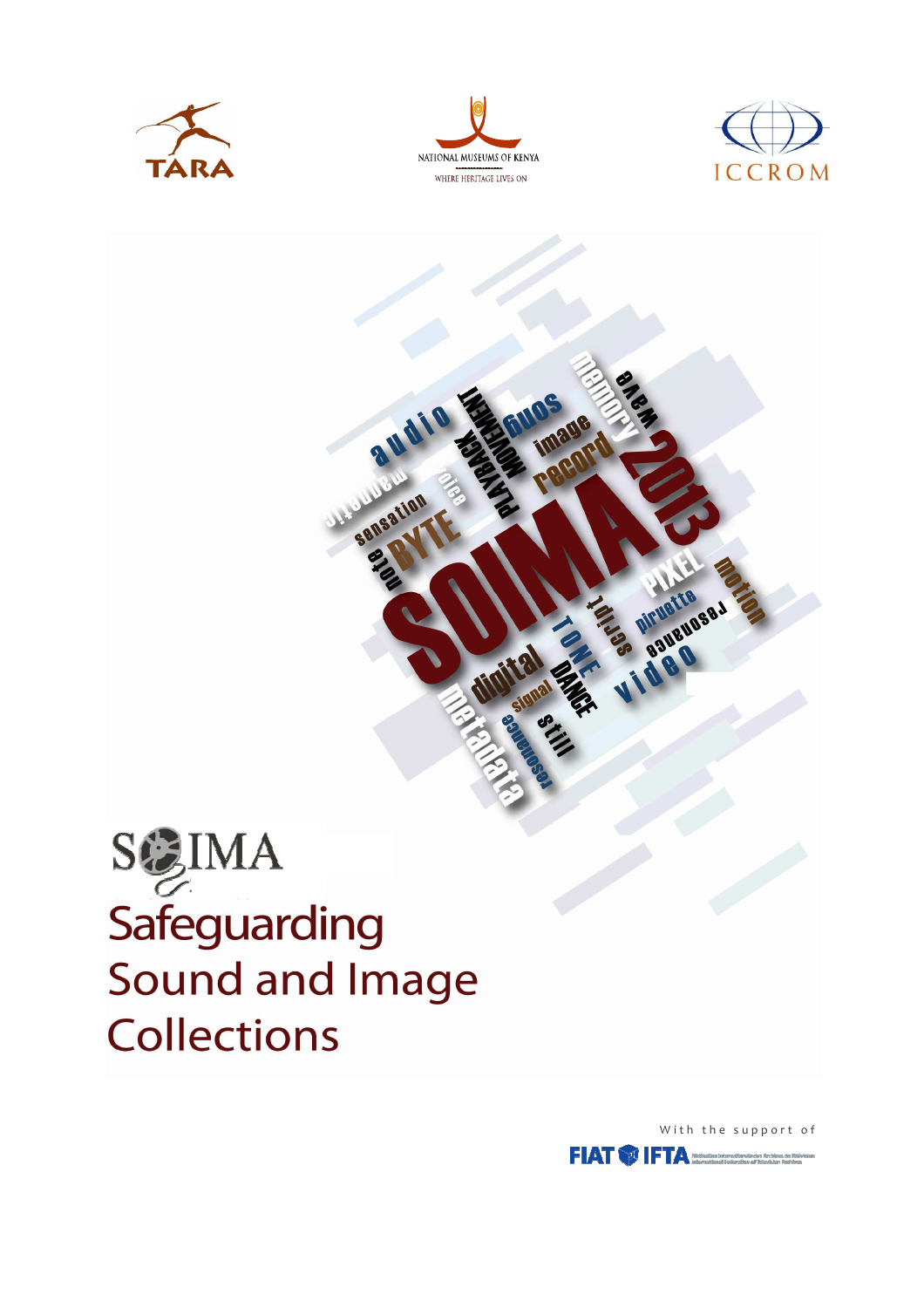TARA

NATIONAL MUSEUMS OF KENYA

WHERE HERITAGE LIVES ON

ICCROM

SOIMA

# Safeguarding Sound and Image Collections

With the support of

FIAT IFTA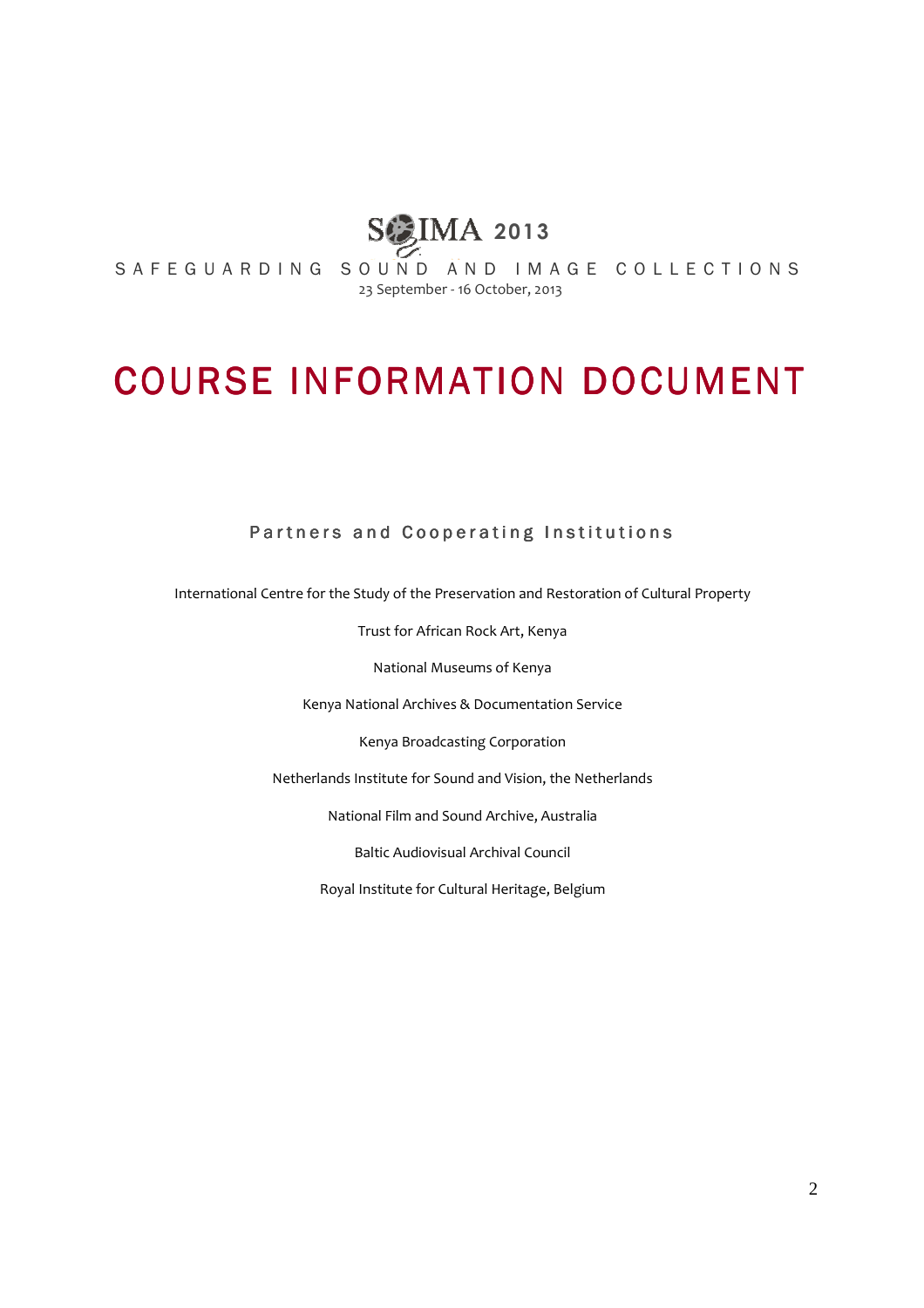# SOIMA 2013

SAFEGUARDING SOUND AND IMAGE COLLECTIONS

23 September - 16 October, 2013

# COURSE INFORMATION DOCUMENT

## Partners and Cooperating Institutions

International Centre for the Study of the Preservation and Restoration of Cultural Property

Trust for African Rock Art, Kenya

National Museums of Kenya

Kenya National Archives & Documentation Service

Kenya Broadcasting Corporation

Netherlands Institute for Sound and Vision, the Netherlands

National Film and Sound Archive, Australia

Baltic Audiovisual Archival Council

Royal Institute for Cultural Heritage, Belgium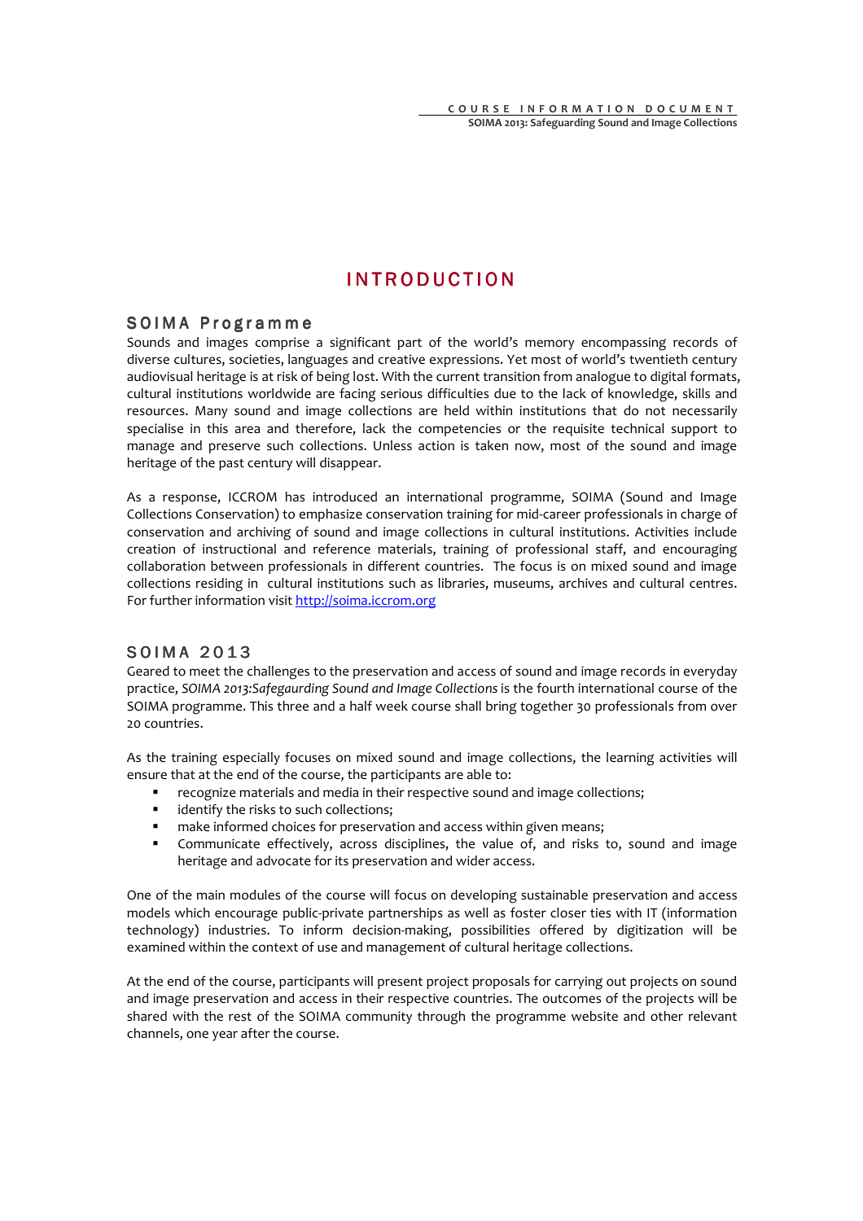# INTRODUCTION

## SOIMA Programme

Sounds and images comprise a significant part of the world's memory encompassing records of diverse cultures, societies, languages and creative expressions. Yet most of world's twentieth century audiovisual heritage is at risk of being lost. With the current transition from analogue to digital formats, cultural institutions worldwide are facing serious difficulties due to the lack of knowledge, skills and resources. Many sound and image collections are held within institutions that do not necessarily specialise in this area and therefore, lack the competencies or the requisite technical support to manage and preserve such collections. Unless action is taken now, most of the sound and image heritage of the past century will disappear.

As a response, ICCROM has introduced an international programme, SOIMA (Sound and Image Collections Conservation) to emphasize conservation training for mid-career professionals in charge of conservation and archiving of sound and image collections in cultural institutions. Activities include creation of instructional and reference materials, training of professional staff, and encouraging collaboration between professionals in different countries. The focus is on mixed sound and image collections residing in cultural institutions such as libraries, museums, archives and cultural centres. For further information visit http://soima.iccrom.org

## SOIMA 2013

Geared to meet the challenges to the preservation and access of sound and image records in everyday practice, *SOIMA 2013:Safegaurding Sound and Image Collections* is the fourth international course of the SOIMA programme. This three and a half week course shall bring together 30 professionals from over 20 countries.

As the training especially focuses on mixed sound and image collections, the learning activities will ensure that at the end of the course, the participants are able to:

- recognize materials and media in their respective sound and image collections;
- identify the risks to such collections;
- make informed choices for preservation and access within given means;
- Communicate effectively, across disciplines, the value of, and risks to, sound and image heritage and advocate for its preservation and wider access.

One of the main modules of the course will focus on developing sustainable preservation and access models which encourage public-private partnerships as well as foster closer ties with IT (information technology) industries. To inform decision-making, possibilities offered by digitization will be examined within the context of use and management of cultural heritage collections.

At the end of the course, participants will present project proposals for carrying out projects on sound and image preservation and access in their respective countries. The outcomes of the projects will be shared with the rest of the SOIMA community through the programme website and other relevant channels, one year after the course.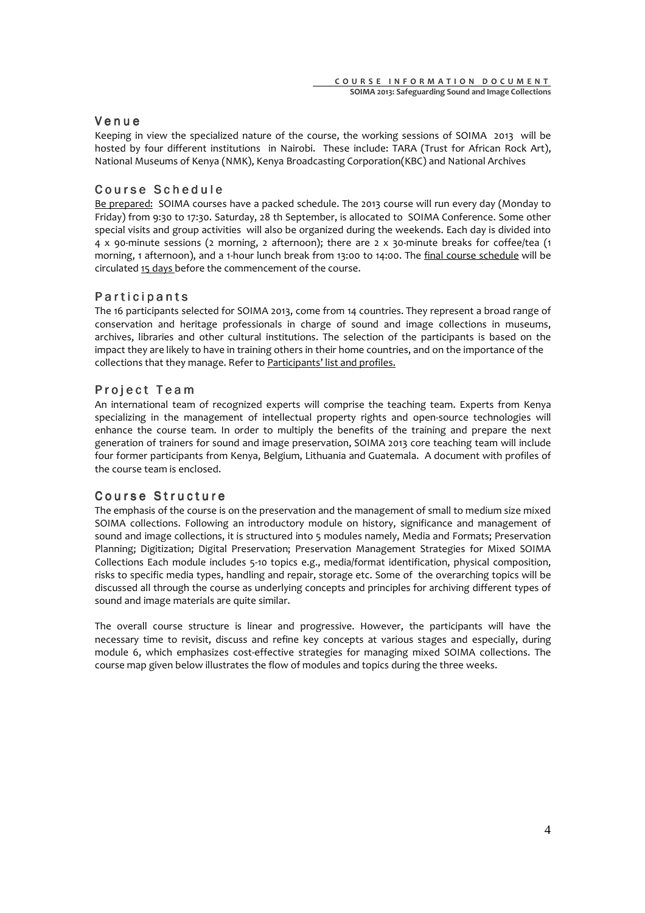## Venue

Keeping in view the specialized nature of the course, the working sessions of SOIMA 2013 will be hosted by four different institutions in Nairobi. These include: TARA (Trust for African Rock Art), National Museums of Kenya (NMK), Kenya Broadcasting Corporation(KBC) and National Archives

## Course Schedule

Be prepared: SOIMA courses have a packed schedule. The 2013 course will run every day (Monday to Friday) from 9:30 to 17:30. Saturday, 28 th September, is allocated to SOIMA Conference. Some other special visits and group activities will also be organized during the weekends. Each day is divided into 4 x 90-minute sessions (2 morning, 2 afternoon); there are 2 x 30-minute breaks for coffee/tea (1 morning, 1 afternoon), and a 1-hour lunch break from 13:00 to 14:00. The final course schedule will be circulated 15 days before the commencement of the course.

## Participants

The 16 participants selected for SOIMA 2013, come from 14 countries. They represent a broad range of conservation and heritage professionals in charge of sound and image collections in museums, archives, libraries and other cultural institutions. The selection of the participants is based on the impact they are likely to have in training others in their home countries, and on the importance of the collections that they manage. Refer to Participants' list and profiles.

## Project Team

An international team of recognized experts will comprise the teaching team. Experts from Kenya specializing in the management of intellectual property rights and open-source technologies will enhance the course team. In order to multiply the benefits of the training and prepare the next generation of trainers for sound and image preservation, SOIMA 2013 core teaching team will include four former participants from Kenya, Belgium, Lithuania and Guatemala. A document with profiles of the course team is enclosed.

## Course Structure

The emphasis of the course is on the preservation and the management of small to medium size mixed SOIMA collections. Following an introductory module on history, significance and management of sound and image collections, it is structured into 5 modules namely, Media and Formats; Preservation Planning; Digitization; Digital Preservation; Preservation Management Strategies for Mixed SOIMA Collections Each module includes 5-10 topics e.g., media/format identification, physical composition, risks to specific media types, handling and repair, storage etc. Some of the overarching topics will be discussed all through the course as underlying concepts and principles for archiving different types of sound and image materials are quite similar.

The overall course structure is linear and progressive. However, the participants will have the necessary time to revisit, discuss and refine key concepts at various stages and especially, during module 6, which emphasizes cost-effective strategies for managing mixed SOIMA collections. The course map given below illustrates the flow of modules and topics during the three weeks.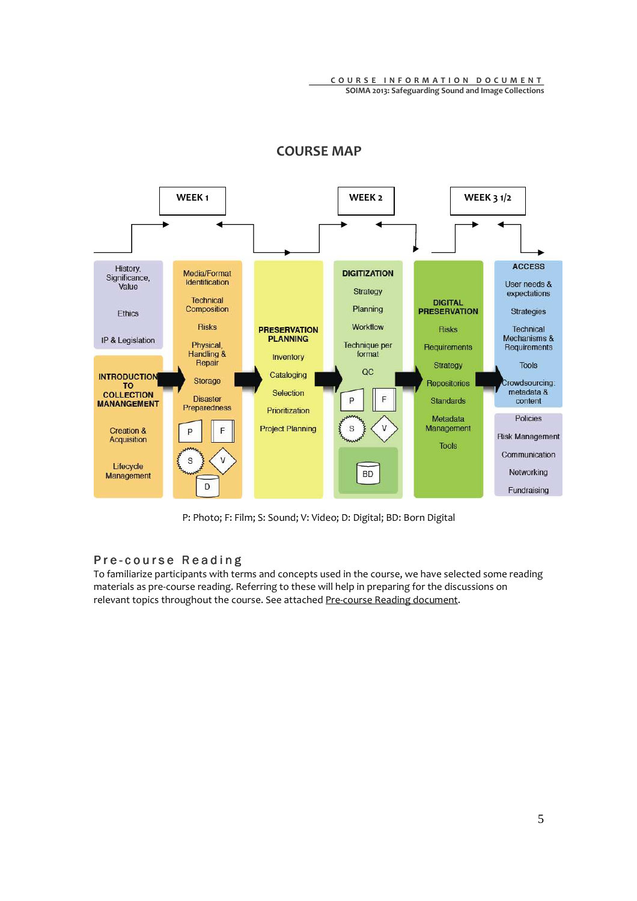## COURSE MAP

**WEEK 1** | **WEEK 2** | **WEEK 3 1/2**

History, Significance, Value

Ethics

IP & Legislation

**INTRODUCTION TO COLLECTION MANANGEMENT**

Creation & Acquisition

Lifecycle Management

Media/Format Identification

Technical Composition

Risks

Physical, Handling & Repair

Storage

Disaster Preparedness

P F S V D

**PRESERVATION PLANNING**

Inventory

Cataloging

Selection

Prioritization

Project Planning

**DIGITIZATION**

Strategy

Planning

Workflow

Technique per format

QC

P F S V

BD

**DIGITAL PRESERVATION**

Risks

Requirements

Strategy

Repositories

Standards

Metadata Management

Tools

**ACCESS**

User needs & expectations

Strategies

Technical Mechanisms & Requirements

Tools

Crowdsourcing: metadata & content

Policies

Risk Management

Communication

Networking

Fundraising

P: Photo; F: Film; S: Sound; V: Video; D: Digital; BD: Born Digital

## Pre-course Reading

To familiarize participants with terms and concepts used in the course, we have selected some reading materials as pre-course reading. Referring to these will help in preparing for the discussions on relevant topics throughout the course. See attached Pre-course Reading document.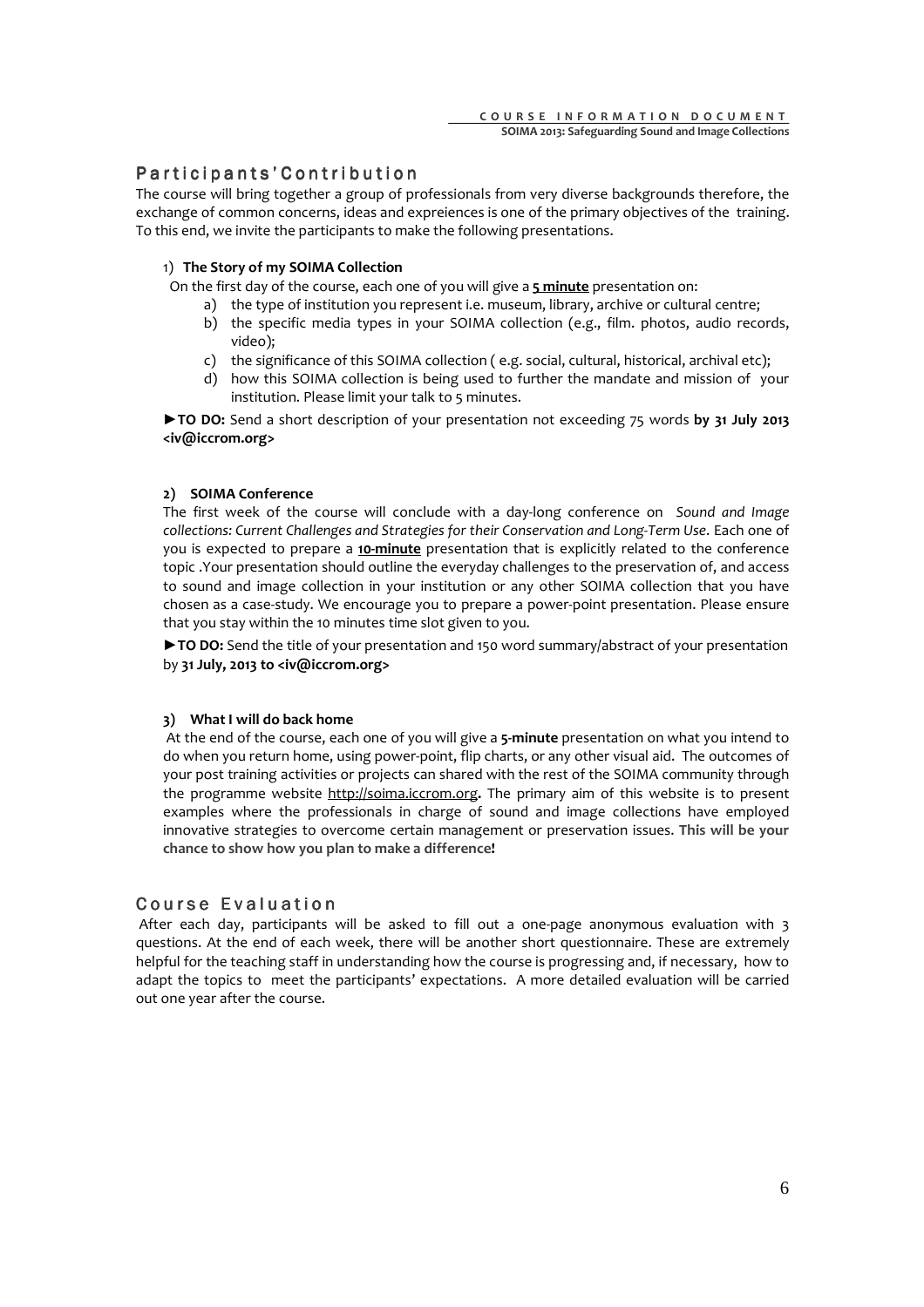## Participants' Contribution

The course will bring together a group of professionals from very diverse backgrounds therefore, the exchange of common concerns, ideas and expreiences is one of the primary objectives of the training. To this end, we invite the participants to make the following presentations.

1) **The Story of my SOIMA Collection**

On the first day of the course, each one of you will give a **5 minute** presentation on:

a) the type of institution you represent i.e. museum, library, archive or cultural centre;
b) the specific media types in your SOIMA collection (e.g., film. photos, audio records, video);
c) the significance of this SOIMA collection ( e.g. social, cultural, historical, archival etc);
d) how this SOIMA collection is being used to further the mandate and mission of your institution. Please limit your talk to 5 minutes.

►**TO DO:** Send a short description of your presentation not exceeding 75 words **by 31 July 2013 <iv@iccrom.org>**

2) **SOIMA Conference**

The first week of the course will conclude with a day-long conference on *Sound and Image collections: Current Challenges and Strategies for their Conservation and Long-Term Use*. Each one of you is expected to prepare a **10-minute** presentation that is explicitly related to the conference topic .Your presentation should outline the everyday challenges to the preservation of, and access to sound and image collection in your institution or any other SOIMA collection that you have chosen as a case-study. We encourage you to prepare a power-point presentation. Please ensure that you stay within the 10 minutes time slot given to you.

►**TO DO:** Send the title of your presentation and 150 word summary/abstract of your presentation by **31 July, 2013 to <iv@iccrom.org>**

3) **What I will do back home**

At the end of the course, each one of you will give a **5-minute** presentation on what you intend to do when you return home, using power-point, flip charts, or any other visual aid. The outcomes of your post training activities or projects can shared with the rest of the SOIMA community through the programme website http://soima.iccrom.org. The primary aim of this website is to present examples where the professionals in charge of sound and image collections have employed innovative strategies to overcome certain management or preservation issues. **This will be your chance to show how you plan to make a difference!**

## Course Evaluation

After each day, participants will be asked to fill out a one-page anonymous evaluation with 3 questions. At the end of each week, there will be another short questionnaire. These are extremely helpful for the teaching staff in understanding how the course is progressing and, if necessary, how to adapt the topics to meet the participants' expectations. A more detailed evaluation will be carried out one year after the course.